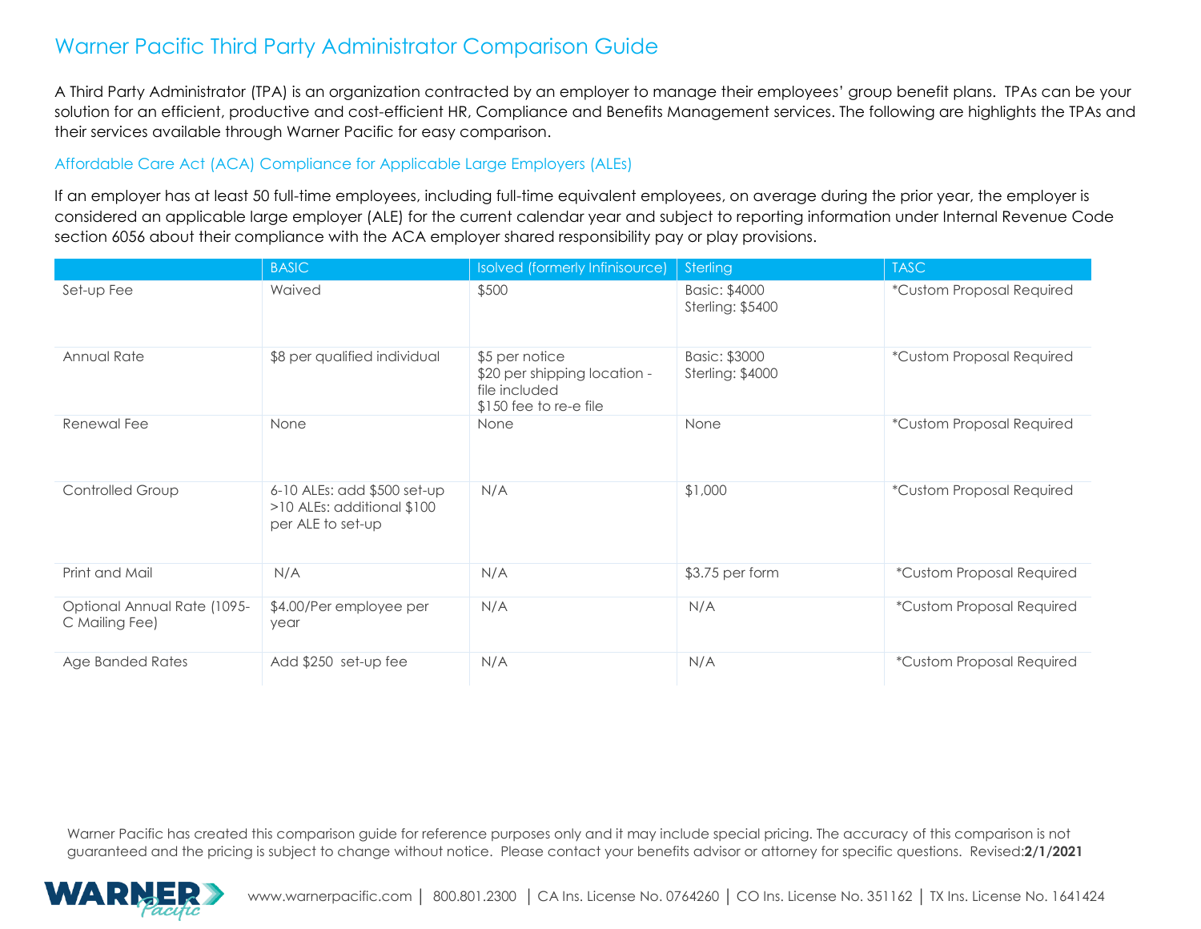# Warner Pacific Third Party Administrator Comparison Guide

A Third Party Administrator (TPA) is an organization contracted by an employer to manage their employees' group benefit plans. TPAs can be your solution for an efficient, productive and cost-efficient HR, Compliance and Benefits Management services. The following are highlights the TPAs and their services available through Warner Pacific for easy comparison.

## Affordable Care Act (ACA) Compliance for Applicable Large Employers (ALEs)

If an employer has at least 50 full-time employees, including full-time equivalent employees, on average during the prior year, the employer is considered an applicable large employer (ALE) for the current calendar year and subject to reporting information under Internal Revenue Code section 6056 about their compliance with the ACA employer shared responsibility pay or play provisions.

| | BASIC | Isolved (formerly Infinisource) | Sterling | TASC |
|---|---|---|---|---|
| Set-up Fee | Waived | $500 | Basic: $4000<br>Sterling: $5400 | *Custom Proposal Required |
| Annual Rate | $8 per qualified individual | $5 per notice<br>$20 per shipping location - file included<br>$150 fee to re-e file | Basic: $3000<br>Sterling: $4000 | *Custom Proposal Required |
| Renewal Fee | None | None | None | *Custom Proposal Required |
| Controlled Group | 6-10 ALEs: add $500 set-up<br>>10 ALEs: additional $100 per ALE to set-up | N/A | $1,000 | *Custom Proposal Required |
| Print and Mail | N/A | N/A | $3.75 per form | *Custom Proposal Required |
| Optional Annual Rate (1095-C Mailing Fee) | $4.00/Per employee per year | N/A | N/A | *Custom Proposal Required |
| Age Banded Rates | Add $250 set-up fee | N/A | N/A | *Custom Proposal Required |

Warner Pacific has created this comparison guide for reference purposes only and it may include special pricing. The accuracy of this comparison is not guaranteed and the pricing is subject to change without notice. Please contact your benefits advisor or attorney for specific questions. Revised:**2/1/2021**

www.warnerpacific.com | 800.801.2300 | CA Ins. License No. 0764260 | CO Ins. License No. 351162 | TX Ins. License No. 1641424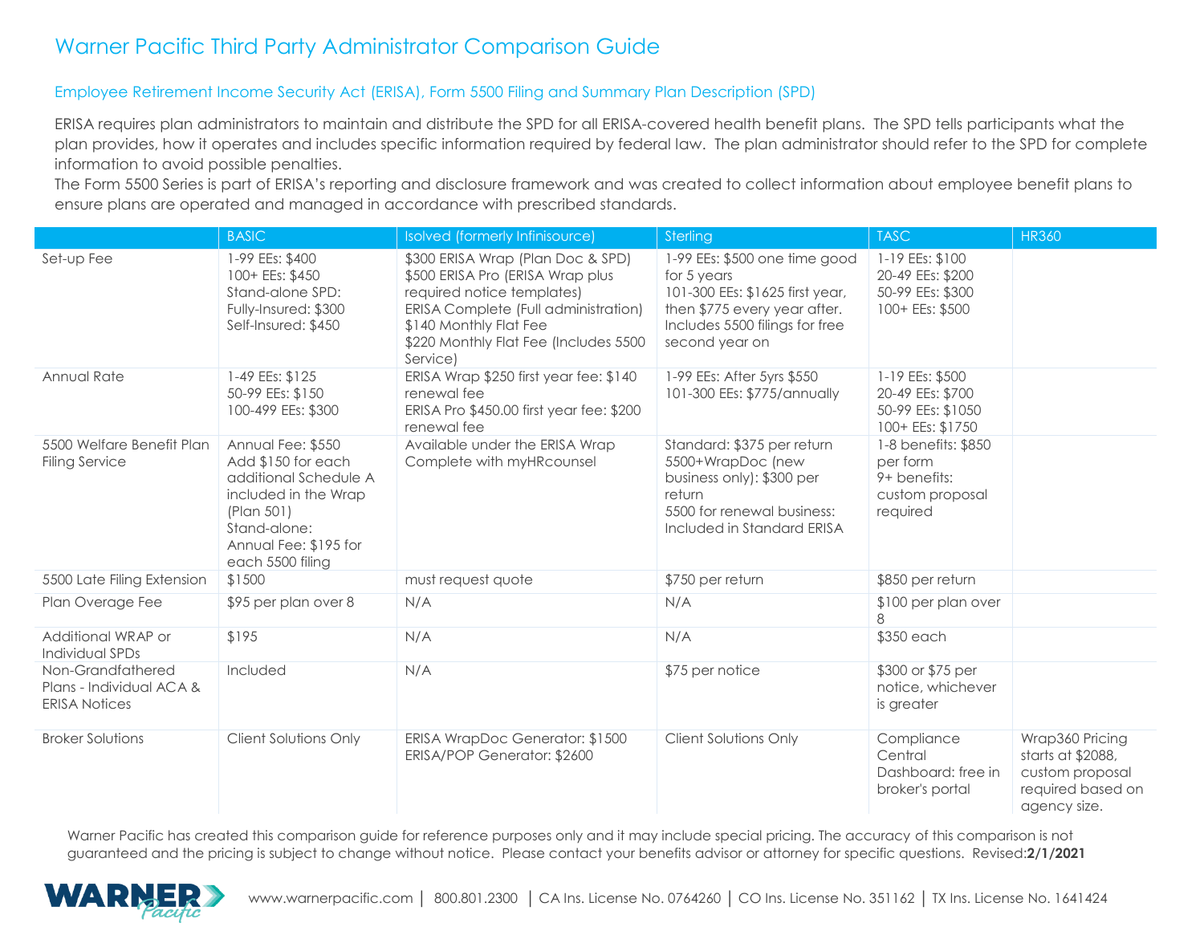# Warner Pacific Third Party Administrator Comparison Guide

## Employee Retirement Income Security Act (ERISA), Form 5500 Filing and Summary Plan Description (SPD)

ERISA requires plan administrators to maintain and distribute the SPD for all ERISA-covered health benefit plans. The SPD tells participants what the plan provides, how it operates and includes specific information required by federal law. The plan administrator should refer to the SPD for complete information to avoid possible penalties.

The Form 5500 Series is part of ERISA's reporting and disclosure framework and was created to collect information about employee benefit plans to ensure plans are operated and managed in accordance with prescribed standards.

| | BASIC | Isolved (formerly Infinisource) | Sterling | TASC | HR360 |
|---|---|---|---|---|---|
| Set-up Fee | 1-99 EEs: $400<br>100+ EEs: $450<br>Stand-alone SPD:<br>Fully-Insured: $300<br>Self-Insured: $450 | $300 ERISA Wrap (Plan Doc & SPD)<br>$500 ERISA Pro (ERISA Wrap plus required notice templates)<br>ERISA Complete (Full administration)<br>$140 Monthly Flat Fee<br>$220 Monthly Flat Fee (Includes 5500 Service) | 1-99 EEs: $500 one time good for 5 years<br>101-300 EEs: $1625 first year, then $775 every year after. Includes 5500 filings for free second year on | 1-19 EEs: $100<br>20-49 EEs: $200<br>50-99 EEs: $300<br>100+ EEs: $500 | |
| Annual Rate | 1-49 EEs: $125<br>50-99 EEs: $150<br>100-499 EEs: $300 | ERISA Wrap $250 first year fee: $140 renewal fee<br>ERISA Pro $450.00 first year fee: $200 renewal fee | 1-99 EEs: After 5yrs $550<br>101-300 EEs: $775/annually | 1-19 EEs: $500<br>20-49 EEs: $700<br>50-99 EEs: $1050<br>100+ EEs: $1750 | |
| 5500 Welfare Benefit Plan Filing Service | Annual Fee: $550<br>Add $150 for each additional Schedule A included in the Wrap (Plan 501)<br>Stand-alone:<br>Annual Fee: $195 for each 5500 filing | Available under the ERISA Wrap Complete with myHRcounsel | Standard: $375 per return<br>5500+WrapDoc (new business only): $300 per return<br>5500 for renewal business: Included in Standard ERISA | 1-8 benefits: $850 per form<br>9+ benefits: custom proposal required | |
| 5500 Late Filing Extension | $1500 | must request quote | $750 per return | $850 per return | |
| Plan Overage Fee | $95 per plan over 8 | N/A | N/A | $100 per plan over 8 | |
| Additional WRAP or Individual SPDs | $195 | N/A | N/A | $350 each | |
| Non-Grandfathered Plans - Individual ACA & ERISA Notices | Included | N/A | $75 per notice | $300 or $75 per notice, whichever is greater | |
| Broker Solutions | Client Solutions Only | ERISA WrapDoc Generator: $1500<br>ERISA/POP Generator: $2600 | Client Solutions Only | Compliance Central Dashboard: free in broker's portal | Wrap360 Pricing starts at $2088, custom proposal required based on agency size. |

Warner Pacific has created this comparison guide for reference purposes only and it may include special pricing. The accuracy of this comparison is not guaranteed and the pricing is subject to change without notice. Please contact your benefits advisor or attorney for specific questions. Revised:**2/1/2021**

www.warnerpacific.com | 800.801.2300 | CA Ins. License No. 0764260 | CO Ins. License No. 351162 | TX Ins. License No. 1641424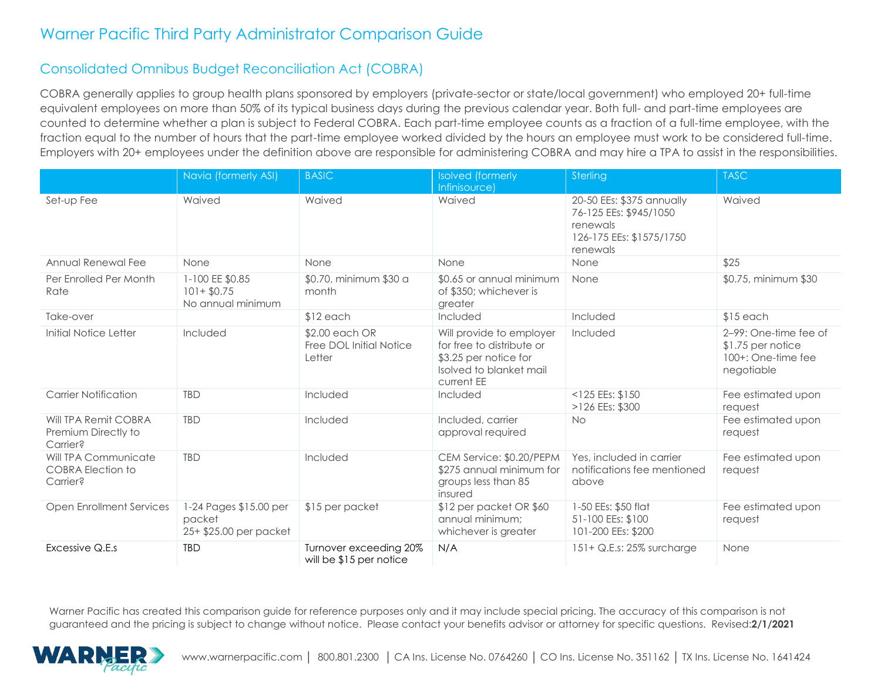# Warner Pacific Third Party Administrator Comparison Guide

## Consolidated Omnibus Budget Reconciliation Act (COBRA)

COBRA generally applies to group health plans sponsored by employers (private-sector or state/local government) who employed 20+ full-time equivalent employees on more than 50% of its typical business days during the previous calendar year. Both full- and part-time employees are counted to determine whether a plan is subject to Federal COBRA. Each part-time employee counts as a fraction of a full-time employee, with the fraction equal to the number of hours that the part-time employee worked divided by the hours an employee must work to be considered full-time. Employers with 20+ employees under the definition above are responsible for administering COBRA and may hire a TPA to assist in the responsibilities.

| | Navia (formerly ASI) | BASIC | Isolved (formerly Infinisource) | Sterling | TASC |
|---|---|---|---|---|---|
| Set-up Fee | Waived | Waived | Waived | 20-50 EEs: $375 annually<br>76-125 EEs: $945/1050 renewals<br>126-175 EEs: $1575/1750 renewals | Waived |
| Annual Renewal Fee | None | None | None | None | $25 |
| Per Enrolled Per Month Rate | 1-100 EE $0.85<br>101+ $0.75<br>No annual minimum | $0.70, minimum $30 a month | $0.65 or annual minimum of $350; whichever is greater | None | $0.75, minimum $30 |
| Take-over | | $12 each | Included | Included | $15 each |
| Initial Notice Letter | Included | $2.00 each OR Free DOL Initial Notice Letter | Will provide to employer for free to distribute or $3.25 per notice for Isolved to blanket mail current EE | Included | 2–99: One-time fee of $1.75 per notice<br>100+: One-time fee negotiable |
| Carrier Notification | TBD | Included | Included | <125 EEs: $150<br>>126 EEs: $300 | Fee estimated upon request |
| Will TPA Remit COBRA Premium Directly to Carrier? | TBD | Included | Included, carrier approval required | No | Fee estimated upon request |
| Will TPA Communicate COBRA Election to Carrier? | TBD | Included | CEM Service: $0.20/PEPM $275 annual minimum for groups less than 85 insured | Yes, included in carrier notifications fee mentioned above | Fee estimated upon request |
| Open Enrollment Services | 1-24 Pages $15.00 per packet<br>25+ $25.00 per packet | $15 per packet | $12 per packet OR $60 annual minimum; whichever is greater | 1-50 EEs: $50 flat<br>51-100 EEs: $100<br>101-200 EEs: $200 | Fee estimated upon request |
| Excessive Q.E.s | TBD | Turnover exceeding 20% will be $15 per notice | N/A | 151+ Q.E.s: 25% surcharge | None |

Warner Pacific has created this comparison guide for reference purposes only and it may include special pricing. The accuracy of this comparison is not guaranteed and the pricing is subject to change without notice. Please contact your benefits advisor or attorney for specific questions. Revised:**2/1/2021**

WARNER Pacific www.warnerpacific.com | 800.801.2300 | CA Ins. License No. 0764260 | CO Ins. License No. 351162 | TX Ins. License No. 1641424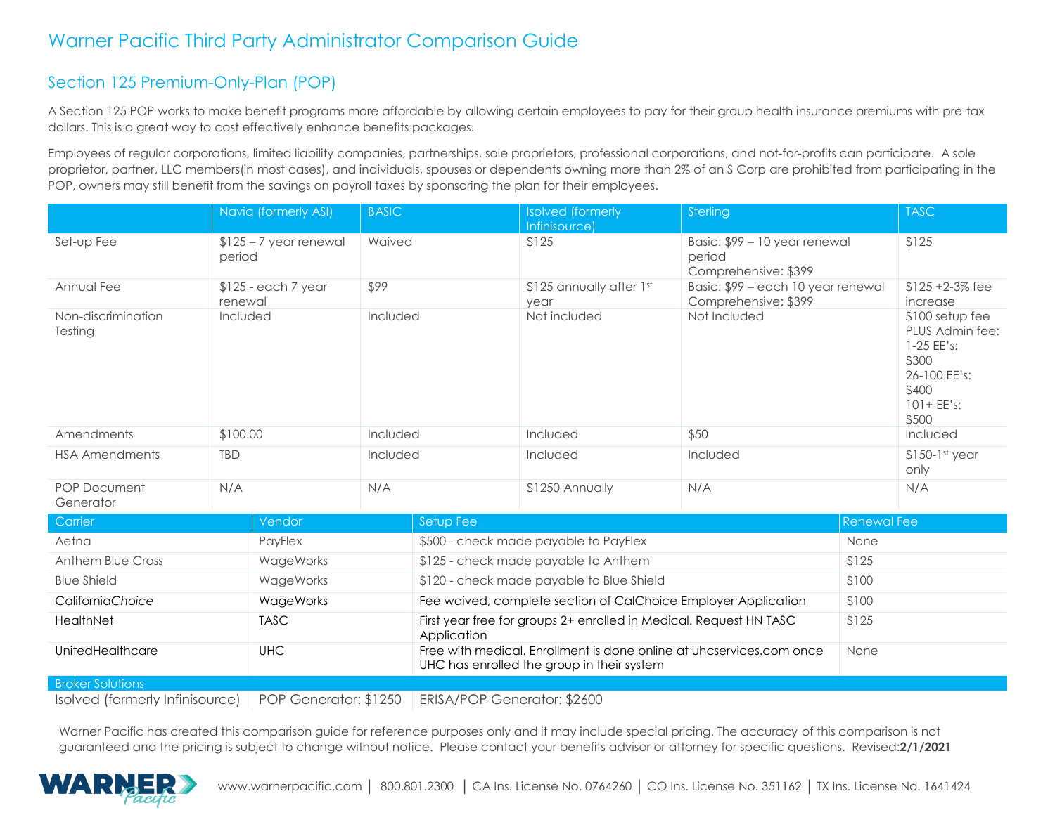# Warner Pacific Third Party Administrator Comparison Guide

## Section 125 Premium-Only-Plan (POP)

A Section 125 POP works to make benefit programs more affordable by allowing certain employees to pay for their group health insurance premiums with pre-tax dollars. This is a great way to cost effectively enhance benefits packages.

Employees of regular corporations, limited liability companies, partnerships, sole proprietors, professional corporations, and not-for-profits can participate. A sole proprietor, partner, LLC members(in most cases), and individuals, spouses or dependents owning more than 2% of an S Corp are prohibited from participating in the POP, owners may still benefit from the savings on payroll taxes by sponsoring the plan for their employees.

| | Navia (formerly ASI) | BASIC | Isolved (formerly Infinisource) | Sterling | TASC |
|---|---|---|---|---|---|
| Set-up Fee | $125 – 7 year renewal period | Waived | $125 | Basic: $99 – 10 year renewal period<br>Comprehensive: $399 | $125 |
| Annual Fee | $125 - each 7 year renewal | $99 | $125 annually after 1st year | Basic: $99 – each 10 year renewal<br>Comprehensive: $399 | $125 +2-3% fee increase |
| Non-discrimination Testing | Included | Included | Not included | Not Included | $100 setup fee PLUS Admin fee:<br>1-25 EE's: $300<br>26-100 EE's: $400<br>101+ EE's: $500 |
| Amendments | $100.00 | Included | Included | $50 | Included |
| HSA Amendments | TBD | Included | Included | Included | $150-1st year only |
| POP Document Generator | N/A | N/A | $1250 Annually | N/A | N/A |

| Carrier | Vendor | Setup Fee | Renewal Fee |
|---|---|---|---|
| Aetna | PayFlex | $500 - check made payable to PayFlex | None |
| Anthem Blue Cross | WageWorks | $125 - check made payable to Anthem | $125 |
| Blue Shield | WageWorks | $120 - check made payable to Blue Shield | $100 |
| California*Choice* | WageWorks | Fee waived, complete section of CalChoice Employer Application | $100 |
| HealthNet | TASC | First year free for groups 2+ enrolled in Medical. Request HN TASC Application | $125 |
| UnitedHealthcare | UHC | Free with medical. Enrollment is done online at uhcservices.com once UHC has enrolled the group in their system | None |

| Broker Solutions | | |
|---|---|---|
| Isolved (formerly Infinisource) | POP Generator: $1250 | ERISA/POP Generator: $2600 |

Warner Pacific has created this comparison guide for reference purposes only and it may include special pricing. The accuracy of this comparison is not guaranteed and the pricing is subject to change without notice. Please contact your benefits advisor or attorney for specific questions. Revised:**2/1/2021**

www.warnerpacific.com | 800.801.2300 | CA Ins. License No. 0764260 | CO Ins. License No. 351162 | TX Ins. License No. 1641424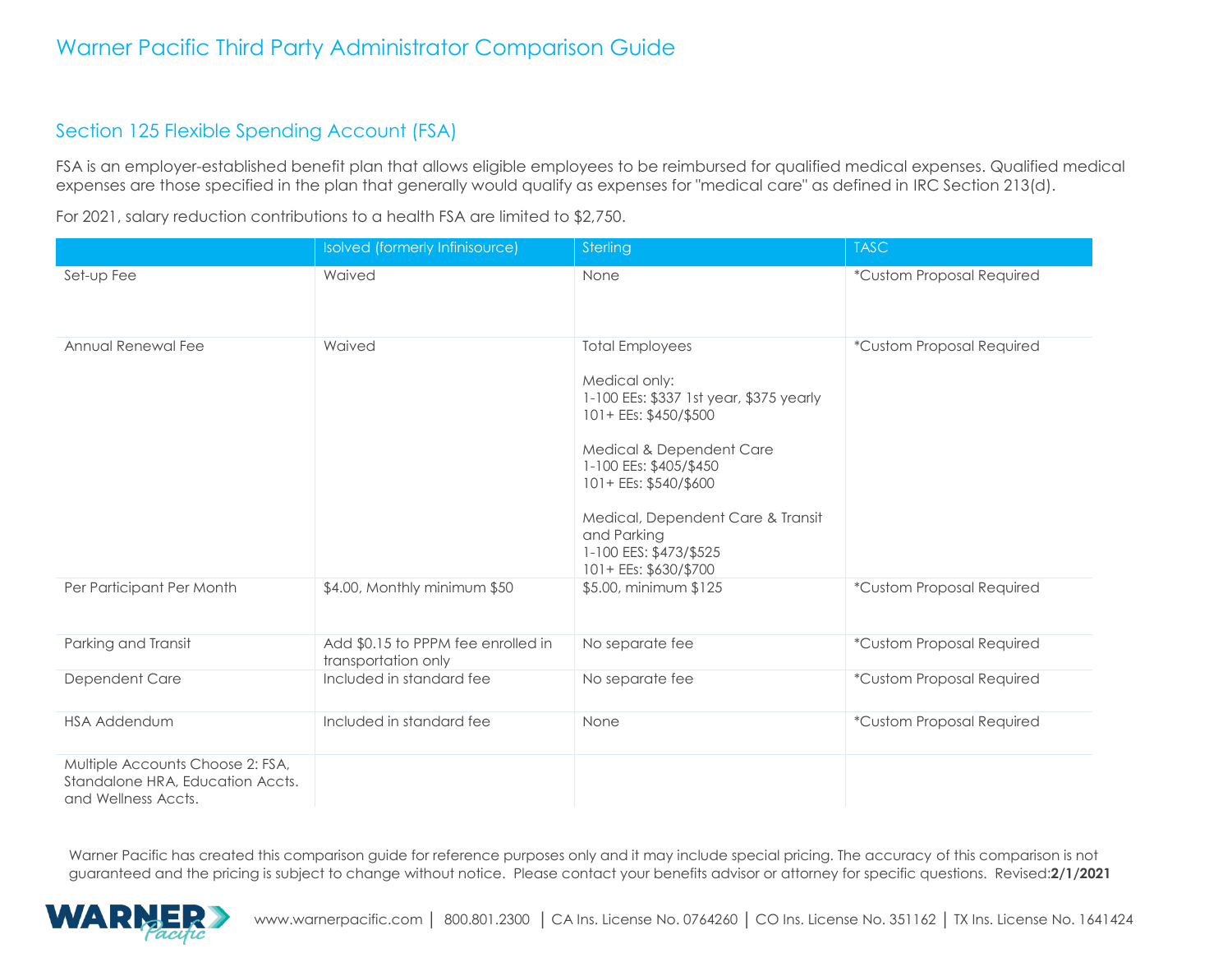# Warner Pacific Third Party Administrator Comparison Guide

## Section 125 Flexible Spending Account (FSA)

FSA is an employer-established benefit plan that allows eligible employees to be reimbursed for qualified medical expenses. Qualified medical expenses are those specified in the plan that generally would qualify as expenses for "medical care" as defined in IRC Section 213(d).

For 2021, salary reduction contributions to a health FSA are limited to $2,750.

| | Isolved (formerly Infinisource) | Sterling | TASC |
|---|---|---|---|
| Set-up Fee | Waived | None | *Custom Proposal Required |
| Annual Renewal Fee | Waived | Total Employees<br><br>Medical only:<br>1-100 EEs: $337 1st year, $375 yearly<br>101+ EEs: $450/$500<br><br>Medical & Dependent Care<br>1-100 EEs: $405/$450<br>101+ EEs: $540/$600<br><br>Medical, Dependent Care & Transit and Parking<br>1-100 EES: $473/$525<br>101+ EEs: $630/$700 | *Custom Proposal Required |
| Per Participant Per Month | $4.00, Monthly minimum $50 | $5.00, minimum $125 | *Custom Proposal Required |
| Parking and Transit | Add $0.15 to PPPM fee enrolled in transportation only | No separate fee | *Custom Proposal Required |
| Dependent Care | Included in standard fee | No separate fee | *Custom Proposal Required |
| HSA Addendum | Included in standard fee | None | *Custom Proposal Required |
| Multiple Accounts Choose 2: FSA, Standalone HRA, Education Accts. and Wellness Accts. | | | |

Warner Pacific has created this comparison guide for reference purposes only and it may include special pricing. The accuracy of this comparison is not guaranteed and the pricing is subject to change without notice. Please contact your benefits advisor or attorney for specific questions. Revised:**2/1/2021**

www.warnerpacific.com | 800.801.2300 | CA Ins. License No. 0764260 | CO Ins. License No. 351162 | TX Ins. License No. 1641424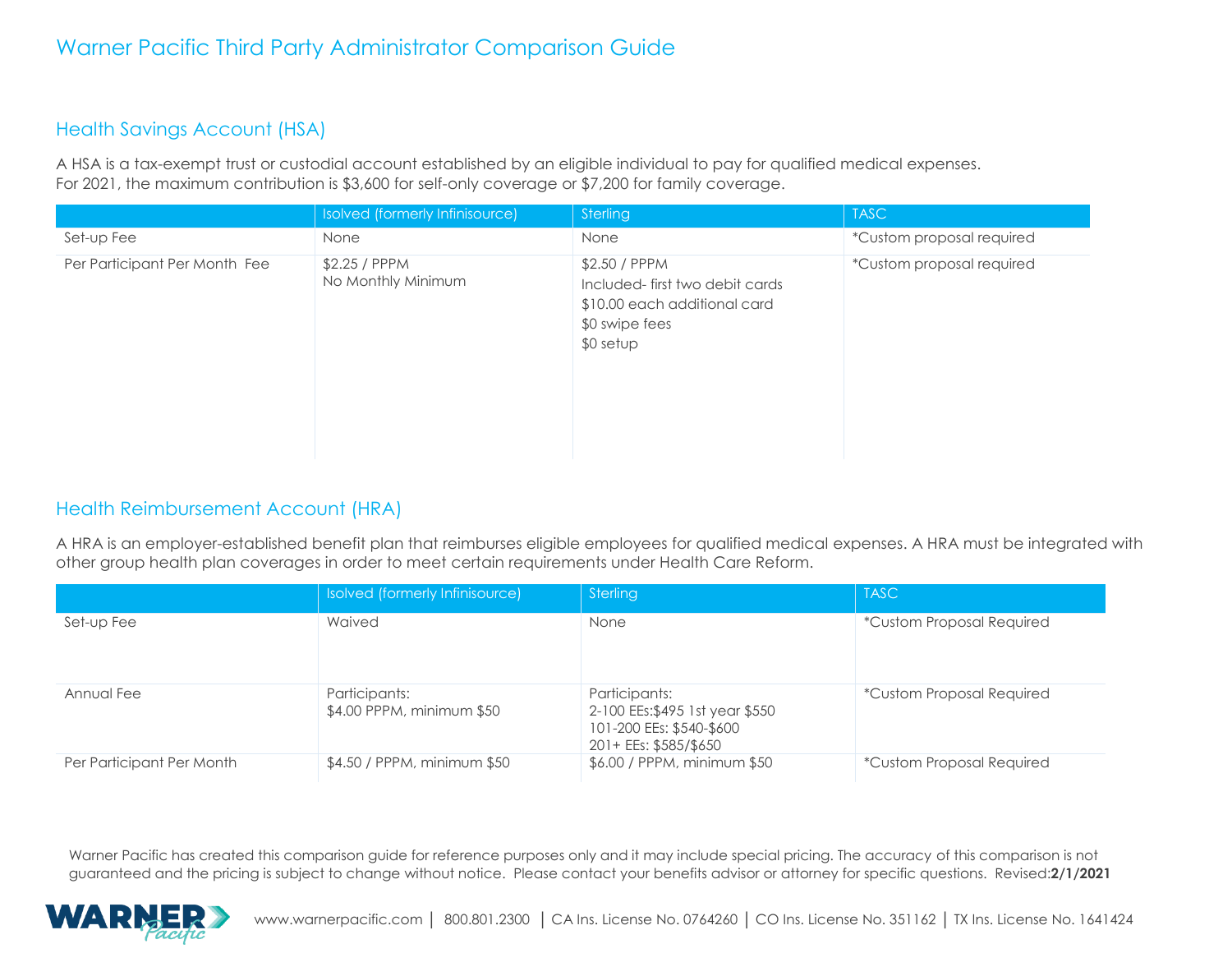# Warner Pacific Third Party Administrator Comparison Guide

## Health Savings Account (HSA)

A HSA is a tax-exempt trust or custodial account established by an eligible individual to pay for qualified medical expenses. For 2021, the maximum contribution is $3,600 for self-only coverage or $7,200 for family coverage.

| | Isolved (formerly Infinisource) | Sterling | TASC |
|---|---|---|---|
| Set-up Fee | None | None | *Custom proposal required |
| Per Participant Per Month Fee | $2.25 / PPPM<br>No Monthly Minimum | $2.50 / PPPM<br>Included- first two debit cards<br>$10.00 each additional card<br>$0 swipe fees<br>$0 setup | *Custom proposal required |

## Health Reimbursement Account (HRA)

A HRA is an employer-established benefit plan that reimburses eligible employees for qualified medical expenses. A HRA must be integrated with other group health plan coverages in order to meet certain requirements under Health Care Reform.

| | Isolved (formerly Infinisource) | Sterling | TASC |
|---|---|---|---|
| Set-up Fee | Waived | None | *Custom Proposal Required |
| Annual Fee | Participants:<br>$4.00 PPPM, minimum $50 | Participants:<br>2-100 EEs:$495 1st year $550<br>101-200 EEs: $540-$600<br>201+ EEs: $585/$650 | *Custom Proposal Required |
| Per Participant Per Month | $4.50 / PPPM, minimum $50 | $6.00 / PPPM, minimum $50 | *Custom Proposal Required |

Warner Pacific has created this comparison guide for reference purposes only and it may include special pricing. The accuracy of this comparison is not guaranteed and the pricing is subject to change without notice. Please contact your benefits advisor or attorney for specific questions. Revised:**2/1/2021**

www.warnerpacific.com | 800.801.2300 | CA Ins. License No. 0764260 | CO Ins. License No. 351162 | TX Ins. License No. 1641424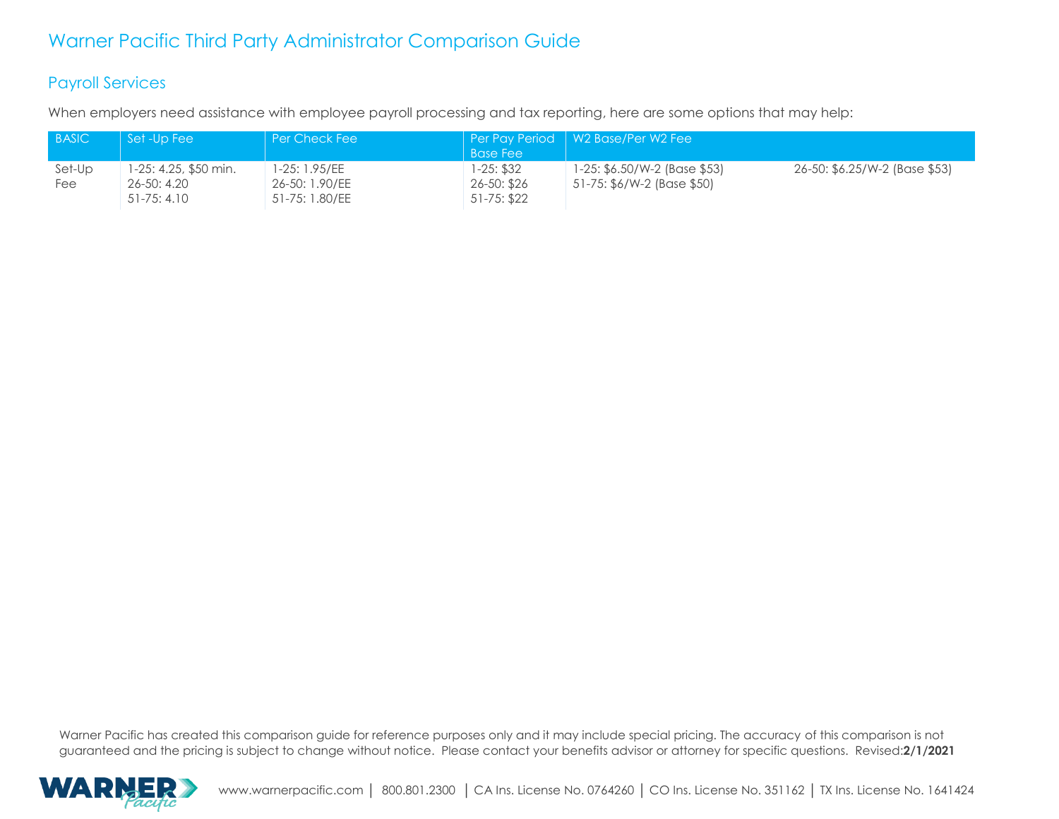# Warner Pacific Third Party Administrator Comparison Guide

## Payroll Services

When employers need assistance with employee payroll processing and tax reporting, here are some options that may help:

| BASIC | Set -Up Fee | Per Check Fee | Per Pay Period Base Fee | W2 Base/Per W2 Fee | |
|---|---|---|---|---|---|
| Set-Up Fee | 1-25: 4.25, $50 min.<br>26-50: 4.20<br>51-75: 4.10 | 1-25: 1.95/EE<br>26-50: 1.90/EE<br>51-75: 1.80/EE | 1-25: $32<br>26-50: $26<br>51-75: $22 | 1-25: $6.50/W-2 (Base $53)<br>51-75: $6/W-2 (Base $50) | 26-50: $6.25/W-2 (Base $53) |

Warner Pacific has created this comparison guide for reference purposes only and it may include special pricing. The accuracy of this comparison is not guaranteed and the pricing is subject to change without notice. Please contact your benefits advisor or attorney for specific questions. Revised:**2/1/2021**

www.warnerpacific.com | 800.801.2300 | CA Ins. License No. 0764260 | CO Ins. License No. 351162 | TX Ins. License No. 1641424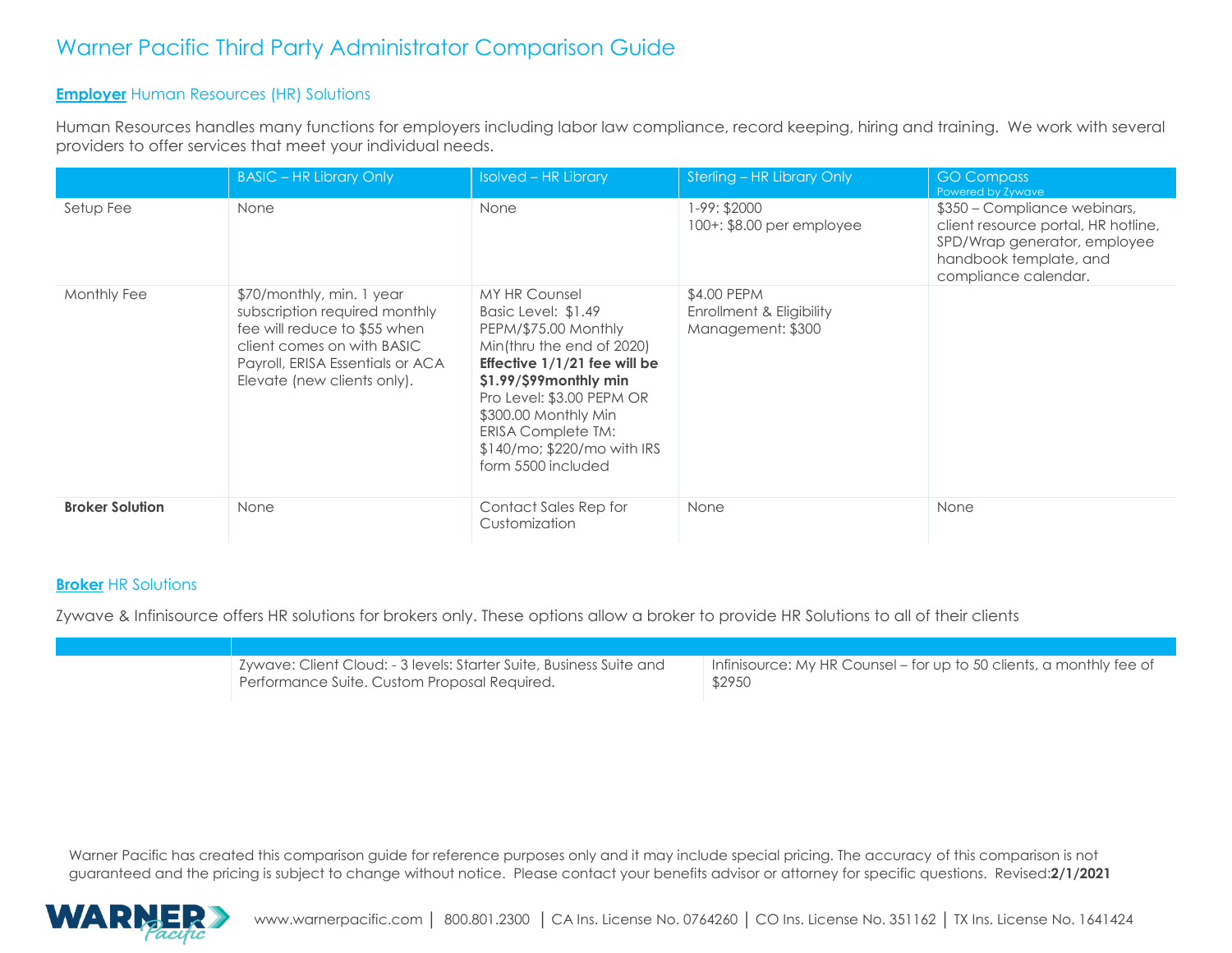# Warner Pacific Third Party Administrator Comparison Guide

## **Employer** Human Resources (HR) Solutions

Human Resources handles many functions for employers including labor law compliance, record keeping, hiring and training. We work with several providers to offer services that meet your individual needs.

| | BASIC – HR Library Only | Isolved – HR Library | Sterling – HR Library Only | GO Compass Powered by Zywave |
|---|---|---|---|---|
| Setup Fee | None | None | 1-99: $2000<br>100+: $8.00 per employee | $350 – Compliance webinars, client resource portal, HR hotline, SPD/Wrap generator, employee handbook template, and compliance calendar. |
| Monthly Fee | $70/monthly, min. 1 year subscription required monthly fee will reduce to $55 when client comes on with BASIC Payroll, ERISA Essentials or ACA Elevate (new clients only). | MY HR Counsel<br>Basic Level: $1.49 PEPM/$75.00 Monthly Min(thru the end of 2020)<br>**Effective 1/1/21 fee will be $1.99/$99monthly min**<br>Pro Level: $3.00 PEPM OR $300.00 Monthly Min<br>ERISA Complete TM: $140/mo; $220/mo with IRS form 5500 included | $4.00 PEPM<br>Enrollment & Eligibility Management: $300 | |
| **Broker Solution** | None | Contact Sales Rep for Customization | None | None |

## **Broker** HR Solutions

Zywave & Infinisource offers HR solutions for brokers only. These options allow a broker to provide HR Solutions to all of their clients

| | | |
|---|---|---|
| | Zywave: Client Cloud: - 3 levels: Starter Suite, Business Suite and Performance Suite. Custom Proposal Required. | Infinisource: My HR Counsel – for up to 50 clients, a monthly fee of $2950 |

Warner Pacific has created this comparison guide for reference purposes only and it may include special pricing. The accuracy of this comparison is not guaranteed and the pricing is subject to change without notice. Please contact your benefits advisor or attorney for specific questions. Revised:**2/1/2021**

www.warnerpacific.com | 800.801.2300 | CA Ins. License No. 0764260 | CO Ins. License No. 351162 | TX Ins. License No. 1641424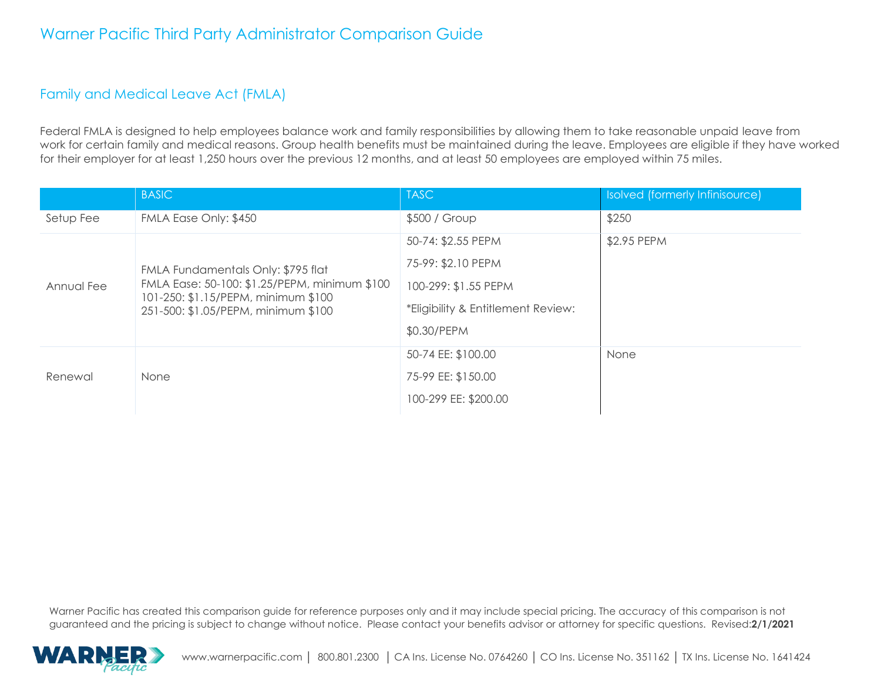# Warner Pacific Third Party Administrator Comparison Guide

## Family and Medical Leave Act (FMLA)

Federal FMLA is designed to help employees balance work and family responsibilities by allowing them to take reasonable unpaid leave from work for certain family and medical reasons. Group health benefits must be maintained during the leave. Employees are eligible if they have worked for their employer for at least 1,250 hours over the previous 12 months, and at least 50 employees are employed within 75 miles.

| | BASIC | TASC | Isolved (formerly Infinisource) |
|---|---|---|---|
| Setup Fee | FMLA Ease Only: $450 | $500 / Group | $250 |
| Annual Fee | FMLA Fundamentals Only: $795 flat<br>FMLA Ease: 50-100: $1.25/PEPM, minimum $100<br>101-250: $1.15/PEPM, minimum $100<br>251-500: $1.05/PEPM, minimum $100 | 50-74: $2.55 PEPM<br>75-99: $2.10 PEPM<br>100-299: $1.55 PEPM<br>*Eligibility & Entitlement Review:<br>$0.30/PEPM | $2.95 PEPM |
| Renewal | None | 50-74 EE: $100.00<br>75-99 EE: $150.00<br>100-299 EE: $200.00 | None |

Warner Pacific has created this comparison guide for reference purposes only and it may include special pricing. The accuracy of this comparison is not guaranteed and the pricing is subject to change without notice. Please contact your benefits advisor or attorney for specific questions. Revised:**2/1/2021**

WARNER Pacific www.warnerpacific.com | 800.801.2300 | CA Ins. License No. 0764260 | CO Ins. License No. 351162 | TX Ins. License No. 1641424